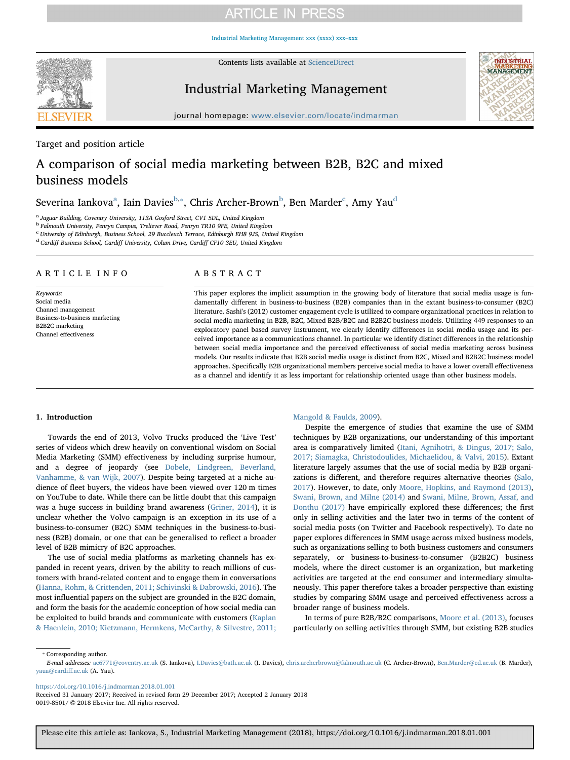Target and position article

# A comparison of social media marketing between B2B, B2C and mixed business models

Severina Iankova[a], Iain Davies[b,*], Chris Archer-Brown[b], Ben Marder[c], Amy Yau[d]

[a] Jaguar Building, Coventry University, 113A Gosford Street, CV1 5DL, United Kingdom
[b] Falmouth University, Penryn Campus, Treliever Road, Penryn TR10 9FE, United Kingdom
[c] University of Edinburgh, Business School, 29 Buccleuch Terrace, Edinburgh EH8 9JS, United Kingdom
[d] Cardiff Business School, Cardiff University, Colum Drive, Cardiff CF10 3EU, United Kingdom

## ARTICLE INFO

*Keywords:*
Social media
Channel management
Business-to-business marketing
B2B2C marketing
Channel effectiveness

## ABSTRACT

This paper explores the implicit assumption in the growing body of literature that social media usage is fundamentally different in business-to-business (B2B) companies than in the extant business-to-consumer (B2C) literature. Sashi's (2012) customer engagement cycle is utilized to compare organizational practices in relation to social media marketing in B2B, B2C, Mixed B2B/B2C and B2B2C business models. Utilizing 449 responses to an exploratory panel based survey instrument, we clearly identify differences in social media usage and its perceived importance as a communications channel. In particular we identify distinct differences in the relationship between social media importance and the perceived effectiveness of social media marketing across business models. Our results indicate that B2B social media usage is distinct from B2C, Mixed and B2B2C business model approaches. Specifically B2B organizational members perceive social media to have a lower overall effectiveness as a channel and identify it as less important for relationship oriented usage than other business models.

## 1. Introduction

Towards the end of 2013, Volvo Trucks produced the 'Live Test' series of videos which drew heavily on conventional wisdom on Social Media Marketing (SMM) effectiveness by including surprise humour, and a degree of jeopardy (see Dobele, Lindgreen, Beverland, Vanhamme, & van Wijk, 2007). Despite being targeted at a niche audience of fleet buyers, the videos have been viewed over 120 m times on YouTube to date. While there can be little doubt that this campaign was a huge success in building brand awareness (Griner, 2014), it is unclear whether the Volvo campaign is an exception in its use of a business-to-consumer (B2C) SMM techniques in the business-to-business (B2B) domain, or one that can be generalised to reflect a broader level of B2B mimicry of B2C approaches.

The use of social media platforms as marketing channels has expanded in recent years, driven by the ability to reach millions of customers with brand-related content and to engage them in conversations (Hanna, Rohm, & Crittenden, 2011; Schivinski & Dabrowski, 2016). The most influential papers on the subject are grounded in the B2C domain, and form the basis for the academic conception of how social media can be exploited to build brands and communicate with customers (Kaplan & Haenlein, 2010; Kietzmann, Hermkens, McCarthy, & Silvestre, 2011; Mangold & Faulds, 2009).

Despite the emergence of studies that examine the use of SMM techniques by B2B organizations, our understanding of this important area is comparatively limited (Itani, Agnihotri, & Dingus, 2017; Salo, 2017; Siamagka, Christodoulides, Michaelidou, & Valvi, 2015). Extant literature largely assumes that the use of social media by B2B organizations is different, and therefore requires alternative theories (Salo, 2017). However, to date, only Moore, Hopkins, and Raymond (2013), Swani, Brown, and Milne (2014) and Swani, Milne, Brown, Assaf, and Donthu (2017) have empirically explored these differences; the first only in selling activities and the later two in terms of the content of social media posts (on Twitter and Facebook respectively). To date no paper explores differences in SMM usage across mixed business models, such as organizations selling to both business customers and consumers separately, or business-to-business-to-consumer (B2B2C) business models, where the direct customer is an organization, but marketing activities are targeted at the end consumer and intermediary simultaneously. This paper therefore takes a broader perspective than existing studies by comparing SMM usage and perceived effectiveness across a broader range of business models.

In terms of pure B2B/B2C comparisons, Moore et al. (2013), focuses particularly on selling activities through SMM, but existing B2B studies

* Corresponding author.
*E-mail addresses:* ac6771@coventry.ac.uk (S. Iankova), I.Davies@bath.ac.uk (I. Davies), chris.archerbrown@falmouth.ac.uk (C. Archer-Brown), Ben.Marder@ed.ac.uk (B. Marder), yaua@cardiff.ac.uk (A. Yau).

https://doi.org/10.1016/j.indmarman.2018.01.001
Received 31 January 2017; Received in revised form 29 December 2017; Accepted 2 January 2018
0019-8501/ © 2018 Elsevier Inc. All rights reserved.

Please cite this article as: Iankova, S., Industrial Marketing Management (2018), https://doi.org/10.1016/j.indmarman.2018.01.001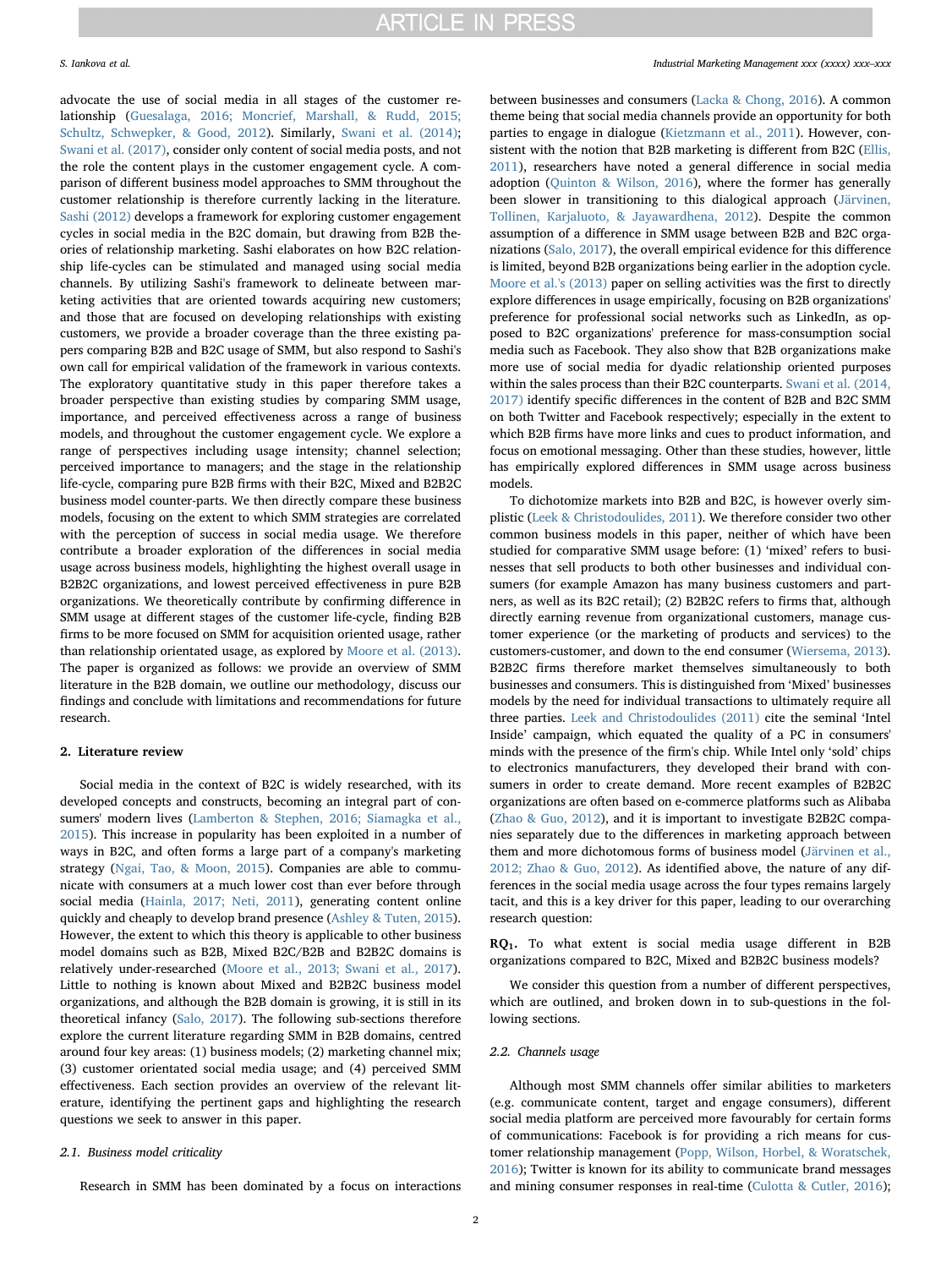advocate the use of social media in all stages of the customer relationship (Guesalaga, 2016; Moncrief, Marshall, & Rudd, 2015; Schultz, Schwepker, & Good, 2012). Similarly, Swani et al. (2014); Swani et al. (2017), consider only content of social media posts, and not the role the content plays in the customer engagement cycle. A comparison of different business model approaches to SMM throughout the customer relationship is therefore currently lacking in the literature. Sashi (2012) develops a framework for exploring customer engagement cycles in social media in the B2C domain, but drawing from B2B theories of relationship marketing. Sashi elaborates on how B2C relationship life-cycles can be stimulated and managed using social media channels. By utilizing Sashi's framework to delineate between marketing activities that are oriented towards acquiring new customers; and those that are focused on developing relationships with existing customers, we provide a broader coverage than the three existing papers comparing B2B and B2C usage of SMM, but also respond to Sashi's own call for empirical validation of the framework in various contexts. The exploratory quantitative study in this paper therefore takes a broader perspective than existing studies by comparing SMM usage, importance, and perceived effectiveness across a range of business models, and throughout the customer engagement cycle. We explore a range of perspectives including usage intensity; channel selection; perceived importance to managers; and the stage in the relationship life-cycle, comparing pure B2B firms with their B2C, Mixed and B2B2C business model counter-parts. We then directly compare these business models, focusing on the extent to which SMM strategies are correlated with the perception of success in social media usage. We therefore contribute a broader exploration of the differences in social media usage across business models, highlighting the highest overall usage in B2B2C organizations, and lowest perceived effectiveness in pure B2B organizations. We theoretically contribute by confirming difference in SMM usage at different stages of the customer life-cycle, finding B2B firms to be more focused on SMM for acquisition oriented usage, rather than relationship orientated usage, as explored by Moore et al. (2013). The paper is organized as follows: we provide an overview of SMM literature in the B2B domain, we outline our methodology, discuss our findings and conclude with limitations and recommendations for future research.

## 2. Literature review

Social media in the context of B2C is widely researched, with its developed concepts and constructs, becoming an integral part of consumers' modern lives (Lamberton & Stephen, 2016; Siamagka et al., 2015). This increase in popularity has been exploited in a number of ways in B2C, and often forms a large part of a company's marketing strategy (Ngai, Tao, & Moon, 2015). Companies are able to communicate with consumers at a much lower cost than ever before through social media (Hainla, 2017; Neti, 2011), generating content online quickly and cheaply to develop brand presence (Ashley & Tuten, 2015). However, the extent to which this theory is applicable to other business model domains such as B2B, Mixed B2C/B2B and B2B2C domains is relatively under-researched (Moore et al., 2013; Swani et al., 2017). Little to nothing is known about Mixed and B2B2C business model organizations, and although the B2B domain is growing, it is still in its theoretical infancy (Salo, 2017). The following sub-sections therefore explore the current literature regarding SMM in B2B domains, centred around four key areas: (1) business models; (2) marketing channel mix; (3) customer orientated social media usage; and (4) perceived SMM effectiveness. Each section provides an overview of the relevant literature, identifying the pertinent gaps and highlighting the research questions we seek to answer in this paper.

### 2.1. Business model criticality

Research in SMM has been dominated by a focus on interactions between businesses and consumers (Lacka & Chong, 2016). A common theme being that social media channels provide an opportunity for both parties to engage in dialogue (Kietzmann et al., 2011). However, consistent with the notion that B2B marketing is different from B2C (Ellis, 2011), researchers have noted a general difference in social media adoption (Quinton & Wilson, 2016), where the former has generally been slower in transitioning to this dialogical approach (Järvinen, Tollinen, Karjaluoto, & Jayawardhena, 2012). Despite the common assumption of a difference in SMM usage between B2B and B2C organizations (Salo, 2017), the overall empirical evidence for this difference is limited, beyond B2B organizations being earlier in the adoption cycle. Moore et al.'s (2013) paper on selling activities was the first to directly explore differences in usage empirically, focusing on B2B organizations' preference for professional social networks such as LinkedIn, as opposed to B2C organizations' preference for mass-consumption social media such as Facebook. They also show that B2B organizations make more use of social media for dyadic relationship oriented purposes within the sales process than their B2C counterparts. Swani et al. (2014, 2017) identify specific differences in the content of B2B and B2C SMM on both Twitter and Facebook respectively; especially in the extent to which B2B firms have more links and cues to product information, and focus on emotional messaging. Other than these studies, however, little has empirically explored differences in SMM usage across business models.

To dichotomize markets into B2B and B2C, is however overly simplistic (Leek & Christodoulides, 2011). We therefore consider two other common business models in this paper, neither of which have been studied for comparative SMM usage before: (1) 'mixed' refers to businesses that sell products to both other businesses and individual consumers (for example Amazon has many business customers and partners, as well as its B2C retail); (2) B2B2C refers to firms that, although directly earning revenue from organizational customers, manage customer experience (or the marketing of products and services) to the customers-customer, and down to the end consumer (Wiersema, 2013). B2B2C firms therefore market themselves simultaneously to both businesses and consumers. This is distinguished from 'Mixed' businesses models by the need for individual transactions to ultimately require all three parties. Leek and Christodoulides (2011) cite the seminal 'Intel Inside' campaign, which equated the quality of a PC in consumers' minds with the presence of the firm's chip. While Intel only 'sold' chips to electronics manufacturers, they developed their brand with consumers in order to create demand. More recent examples of B2B2C organizations are often based on e-commerce platforms such as Alibaba (Zhao & Guo, 2012), and it is important to investigate B2B2C companies separately due to the differences in marketing approach between them and more dichotomous forms of business model (Järvinen et al., 2012; Zhao & Guo, 2012). As identified above, the nature of any differences in the social media usage across the four types remains largely tacit, and this is a key driver for this paper, leading to our overarching research question:

**RQ₁.** To what extent is social media usage different in B2B organizations compared to B2C, Mixed and B2B2C business models?

We consider this question from a number of different perspectives, which are outlined, and broken down in to sub-questions in the following sections.

### 2.2. Channels usage

Although most SMM channels offer similar abilities to marketers (e.g. communicate content, target and engage consumers), different social media platform are perceived more favourably for certain forms of communications: Facebook is for providing a rich means for customer relationship management (Popp, Wilson, Horbel, & Woratschek, 2016); Twitter is known for its ability to communicate brand messages and mining consumer responses in real-time (Culotta & Cutler, 2016);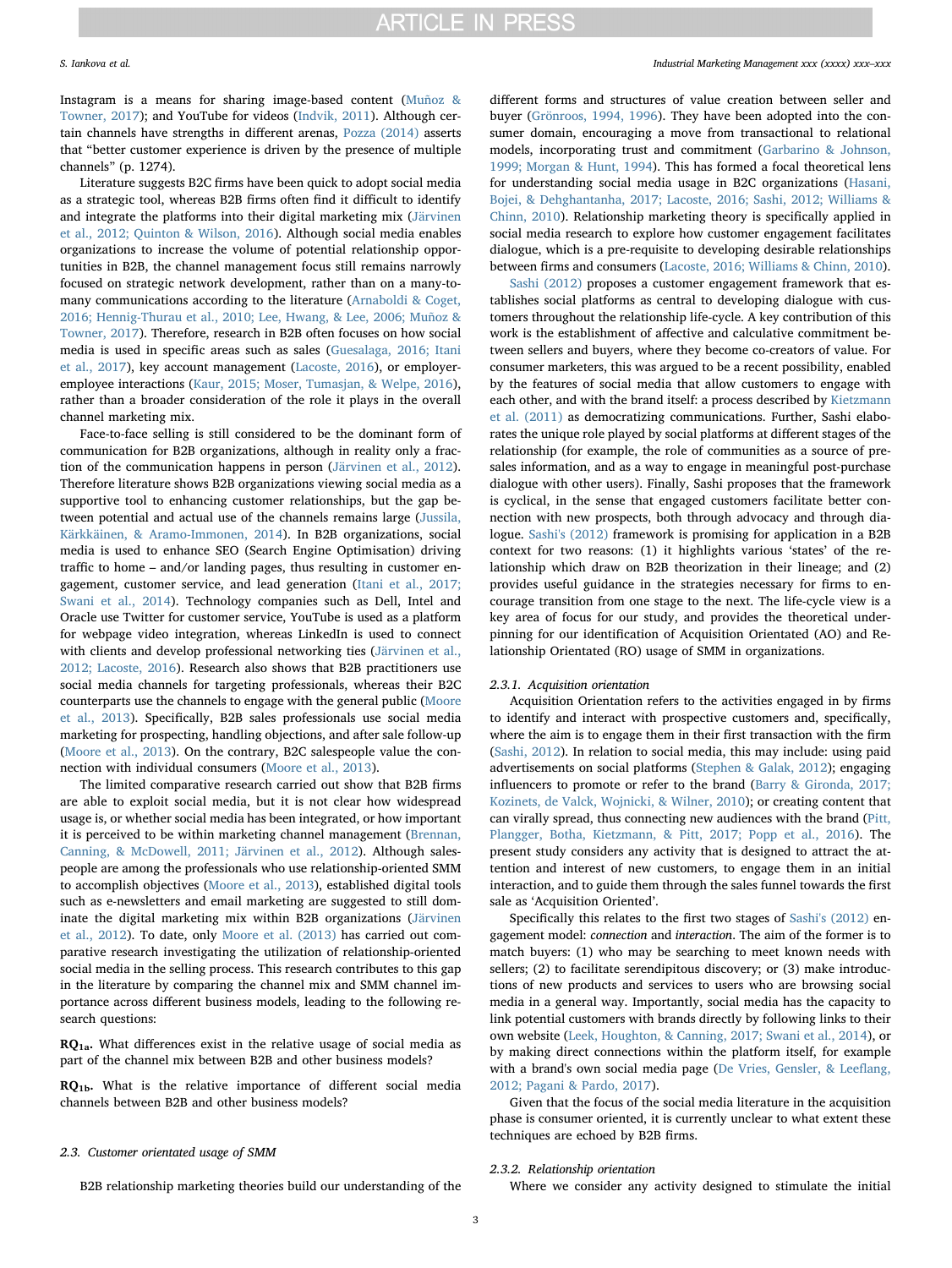Instagram is a means for sharing image-based content (Muñoz & Towner, 2017); and YouTube for videos (Indvik, 2011). Although certain channels have strengths in different arenas, Pozza (2014) asserts that "better customer experience is driven by the presence of multiple channels" (p. 1274).

Literature suggests B2C firms have been quick to adopt social media as a strategic tool, whereas B2B firms often find it difficult to identify and integrate the platforms into their digital marketing mix (Järvinen et al., 2012; Quinton & Wilson, 2016). Although social media enables organizations to increase the volume of potential relationship opportunities in B2B, the channel management focus still remains narrowly focused on strategic network development, rather than on a many-to-many communications according to the literature (Arnaboldi & Coget, 2016; Hennig-Thurau et al., 2010; Lee, Hwang, & Lee, 2006; Muñoz & Towner, 2017). Therefore, research in B2B often focuses on how social media is used in specific areas such as sales (Guesalaga, 2016; Itani et al., 2017), key account management (Lacoste, 2016), or employer-employee interactions (Kaur, 2015; Moser, Tumasjan, & Welpe, 2016), rather than a broader consideration of the role it plays in the overall channel marketing mix.

Face-to-face selling is still considered to be the dominant form of communication for B2B organizations, although in reality only a fraction of the communication happens in person (Järvinen et al., 2012). Therefore literature shows B2B organizations viewing social media as a supportive tool to enhancing customer relationships, but the gap between potential and actual use of the channels remains large (Jussila, Kärkkäinen, & Aramo-Immonen, 2014). In B2B organizations, social media is used to enhance SEO (Search Engine Optimisation) driving traffic to home – and/or landing pages, thus resulting in customer engagement, customer service, and lead generation (Itani et al., 2017; Swani et al., 2014). Technology companies such as Dell, Intel and Oracle use Twitter for customer service, YouTube is used as a platform for webpage video integration, whereas LinkedIn is used to connect with clients and develop professional networking ties (Järvinen et al., 2012; Lacoste, 2016). Research also shows that B2B practitioners use social media channels for targeting professionals, whereas their B2C counterparts use the channels to engage with the general public (Moore et al., 2013). Specifically, B2B sales professionals use social media marketing for prospecting, handling objections, and after sale follow-up (Moore et al., 2013). On the contrary, B2C salespeople value the connection with individual consumers (Moore et al., 2013).

The limited comparative research carried out show that B2B firms are able to exploit social media, but it is not clear how widespread usage is, or whether social media has been integrated, or how important it is perceived to be within marketing channel management (Brennan, Canning, & McDowell, 2011; Järvinen et al., 2012). Although salespeople are among the professionals who use relationship-oriented SMM to accomplish objectives (Moore et al., 2013), established digital tools such as e-newsletters and email marketing are suggested to still dominate the digital marketing mix within B2B organizations (Järvinen et al., 2012). To date, only Moore et al. (2013) has carried out comparative research investigating the utilization of relationship-oriented social media in the selling process. This research contributes to this gap in the literature by comparing the channel mix and SMM channel importance across different business models, leading to the following research questions:

**$RQ_{1a}$**. What differences exist in the relative usage of social media as part of the channel mix between B2B and other business models?

**$RQ_{1b}$**. What is the relative importance of different social media channels between B2B and other business models?

### 2.3. Customer orientated usage of SMM

B2B relationship marketing theories build our understanding of the different forms and structures of value creation between seller and buyer (Grönroos, 1994, 1996). They have been adopted into the consumer domain, encouraging a move from transactional to relational models, incorporating trust and commitment (Garbarino & Johnson, 1999; Morgan & Hunt, 1994). This has formed a focal theoretical lens for understanding social media usage in B2C organizations (Hasani, Bojei, & Dehghantanha, 2017; Lacoste, 2016; Sashi, 2012; Williams & Chinn, 2010). Relationship marketing theory is specifically applied in social media research to explore how customer engagement facilitates dialogue, which is a pre-requisite to developing desirable relationships between firms and consumers (Lacoste, 2016; Williams & Chinn, 2010).

Sashi (2012) proposes a customer engagement framework that establishes social platforms as central to developing dialogue with customers throughout the relationship life-cycle. A key contribution of this work is the establishment of affective and calculative commitment between sellers and buyers, where they become co-creators of value. For consumer marketers, this was argued to be a recent possibility, enabled by the features of social media that allow customers to engage with each other, and with the brand itself: a process described by Kietzmann et al. (2011) as democratizing communications. Further, Sashi elaborates the unique role played by social platforms at different stages of the relationship (for example, the role of communities as a source of pre-sales information, and as a way to engage in meaningful post-purchase dialogue with other users). Finally, Sashi proposes that the framework is cyclical, in the sense that engaged customers facilitate better connection with new prospects, both through advocacy and through dialogue. Sashi's (2012) framework is promising for application in a B2B context for two reasons: (1) it highlights various 'states' of the relationship which draw on B2B theorization in their lineage; and (2) provides useful guidance in the strategies necessary for firms to encourage transition from one stage to the next. The life-cycle view is a key area of focus for our study, and provides the theoretical underpinning for our identification of Acquisition Orientated (AO) and Relationship Orientated (RO) usage of SMM in organizations.

#### 2.3.1. Acquisition orientation

Acquisition Orientation refers to the activities engaged in by firms to identify and interact with prospective customers and, specifically, where the aim is to engage them in their first transaction with the firm (Sashi, 2012). In relation to social media, this may include: using paid advertisements on social platforms (Stephen & Galak, 2012); engaging influencers to promote or refer to the brand (Barry & Gironda, 2017; Kozinets, de Valck, Wojnicki, & Wilner, 2010); or creating content that can virally spread, thus connecting new audiences with the brand (Pitt, Plangger, Botha, Kietzmann, & Pitt, 2017; Popp et al., 2016). The present study considers any activity that is designed to attract the attention and interest of new customers, to engage them in an initial interaction, and to guide them through the sales funnel towards the first sale as 'Acquisition Oriented'.

Specifically this relates to the first two stages of Sashi's (2012) engagement model: *connection* and *interaction*. The aim of the former is to match buyers: (1) who may be searching to meet known needs with sellers; (2) to facilitate serendipitous discovery; or (3) make introductions of new products and services to users who are browsing social media in a general way. Importantly, social media has the capacity to link potential customers with brands directly by following links to their own website (Leek, Houghton, & Canning, 2017; Swani et al., 2014), or by making direct connections within the platform itself, for example with a brand's own social media page (De Vries, Gensler, & Leeflang, 2012; Pagani & Pardo, 2017).

Given that the focus of the social media literature in the acquisition phase is consumer oriented, it is currently unclear to what extent these techniques are echoed by B2B firms.

#### 2.3.2. Relationship orientation

Where we consider any activity designed to stimulate the initial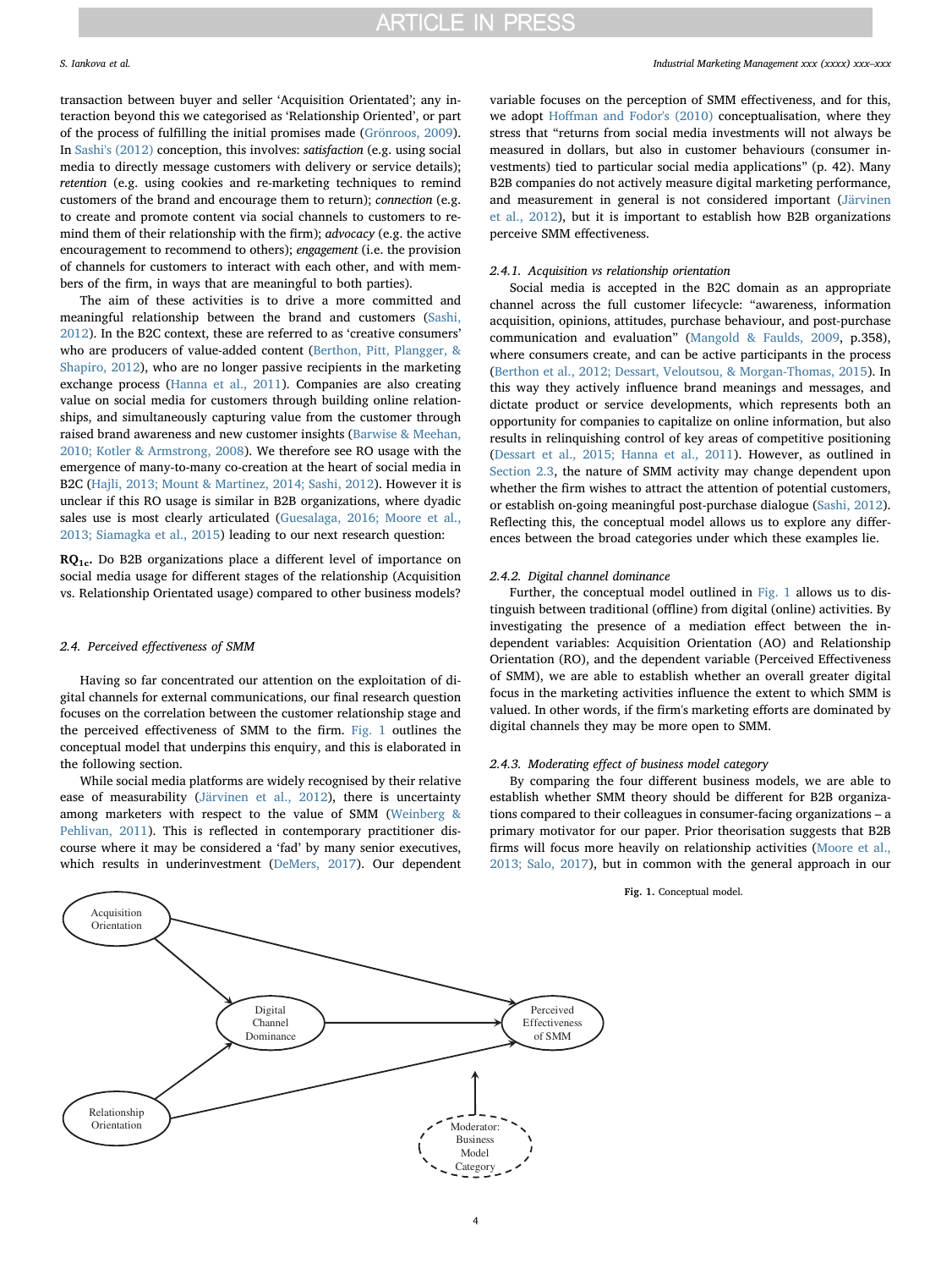transaction between buyer and seller 'Acquisition Orientated'; any interaction beyond this we categorised as 'Relationship Oriented', or part of the process of fulfilling the initial promises made (Grönroos, 2009). In Sashi's (2012) conception, this involves: *satisfaction* (e.g. using social media to directly message customers with delivery or service details); *retention* (e.g. using cookies and re-marketing techniques to remind customers of the brand and encourage them to return); *connection* (e.g. to create and promote content via social channels to customers to remind them of their relationship with the firm); *advocacy* (e.g. the active encouragement to recommend to others); *engagement* (i.e. the provision of channels for customers to interact with each other, and with members of the firm, in ways that are meaningful to both parties).

The aim of these activities is to drive a more committed and meaningful relationship between the brand and customers (Sashi, 2012). In the B2C context, these are referred to as 'creative consumers' who are producers of value-added content (Berthon, Pitt, Plangger, & Shapiro, 2012), who are no longer passive recipients in the marketing exchange process (Hanna et al., 2011). Companies are also creating value on social media for customers through building online relationships, and simultaneously capturing value from the customer through raised brand awareness and new customer insights (Barwise & Meehan, 2010; Kotler & Armstrong, 2008). We therefore see RO usage with the emergence of many-to-many co-creation at the heart of social media in B2C (Hajli, 2013; Mount & Martinez, 2014; Sashi, 2012). However it is unclear if this RO usage is similar in B2B organizations, where dyadic sales use is most clearly articulated (Guesalaga, 2016; Moore et al., 2013; Siamagka et al., 2015) leading to our next research question:

**$RQ_{1c}$.** Do B2B organizations place a different level of importance on social media usage for different stages of the relationship (Acquisition vs. Relationship Orientated usage) compared to other business models?

### 2.4. Perceived effectiveness of SMM

Having so far concentrated our attention on the exploitation of digital channels for external communications, our final research question focuses on the correlation between the customer relationship stage and the perceived effectiveness of SMM to the firm. Fig. 1 outlines the conceptual model that underpins this enquiry, and this is elaborated in the following section.

While social media platforms are widely recognised by their relative ease of measurability (Järvinen et al., 2012), there is uncertainty among marketers with respect to the value of SMM (Weinberg & Pehlivan, 2011). This is reflected in contemporary practitioner discourse where it may be considered a 'fad' by many senior executives, which results in underinvestment (DeMers, 2017). Our dependent variable focuses on the perception of SMM effectiveness, and for this, we adopt Hoffman and Fodor's (2010) conceptualisation, where they stress that "returns from social media investments will not always be measured in dollars, but also in customer behaviours (consumer investments) tied to particular social media applications" (p. 42). Many B2B companies do not actively measure digital marketing performance, and measurement in general is not considered important (Järvinen et al., 2012), but it is important to establish how B2B organizations perceive SMM effectiveness.

#### 2.4.1. Acquisition vs relationship orientation

Social media is accepted in the B2C domain as an appropriate channel across the full customer lifecycle: "awareness, information acquisition, opinions, attitudes, purchase behaviour, and post-purchase communication and evaluation" (Mangold & Faulds, 2009, p.358), where consumers create, and can be active participants in the process (Berthon et al., 2012; Dessart, Veloutsou, & Morgan-Thomas, 2015). In this way they actively influence brand meanings and messages, and dictate product or service developments, which represents both an opportunity for companies to capitalize on online information, but also results in relinquishing control of key areas of competitive positioning (Dessart et al., 2015; Hanna et al., 2011). However, as outlined in Section 2.3, the nature of SMM activity may change dependent upon whether the firm wishes to attract the attention of potential customers, or establish on-going meaningful post-purchase dialogue (Sashi, 2012). Reflecting this, the conceptual model allows us to explore any differences between the broad categories under which these examples lie.

#### 2.4.2. Digital channel dominance

Further, the conceptual model outlined in Fig. 1 allows us to distinguish between traditional (offline) from digital (online) activities. By investigating the presence of a mediation effect between the independent variables: Acquisition Orientation (AO) and Relationship Orientation (RO), and the dependent variable (Perceived Effectiveness of SMM), we are able to establish whether an overall greater digital focus in the marketing activities influence the extent to which SMM is valued. In other words, if the firm's marketing efforts are dominated by digital channels they may be more open to SMM.

#### 2.4.3. Moderating effect of business model category

By comparing the four different business models, we are able to establish whether SMM theory should be different for B2B organizations compared to their colleagues in consumer-facing organizations – a primary motivator for our paper. Prior theorisation suggests that B2B firms will focus more heavily on relationship activities (Moore et al., 2013; Salo, 2017), but in common with the general approach in our

Acquisition Orientation → Digital Channel Dominance; Acquisition Orientation → Perceived Effectiveness of SMM; Relationship Orientation → Digital Channel Dominance; Relationship Orientation → Perceived Effectiveness of SMM; Digital Channel Dominance → Perceived Effectiveness of SMM; Moderator: Business Model Category

**Fig. 1.** Conceptual model.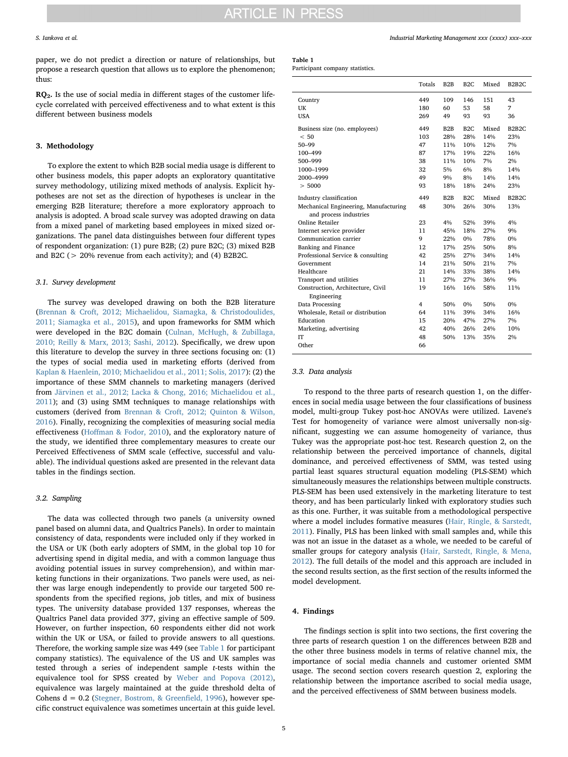paper, we do not predict a direction or nature of relationships, but propose a research question that allows us to explore the phenomenon; thus:

**RQ₂.** Is the use of social media in different stages of the customer lifecycle correlated with perceived effectiveness and to what extent is this different between business models

## 3. Methodology

To explore the extent to which B2B social media usage is different to other business models, this paper adopts an exploratory quantitative survey methodology, utilizing mixed methods of analysis. Explicit hypotheses are not set as the direction of hypotheses is unclear in the emerging B2B literature; therefore a more exploratory approach to analysis is adopted. A broad scale survey was adopted drawing on data from a mixed panel of marketing based employees in mixed sized organizations. The panel data distinguishes between four different types of respondent organization: (1) pure B2B; (2) pure B2C; (3) mixed B2B and B2C (> 20% revenue from each activity); and (4) B2B2C.

### 3.1. Survey development

The survey was developed drawing on both the B2B literature (Brennan & Croft, 2012; Michaelidou, Siamagka, & Christodoulides, 2011; Siamagka et al., 2015), and upon frameworks for SMM which were developed in the B2C domain (Culnan, McHugh, & Zubillaga, 2010; Reilly & Marx, 2013; Sashi, 2012). Specifically, we drew upon this literature to develop the survey in three sections focusing on: (1) the types of social media used in marketing efforts (derived from Kaplan & Haenlein, 2010; Michaelidou et al., 2011; Solis, 2017): (2) the importance of these SMM channels to marketing managers (derived from Järvinen et al., 2012; Lacka & Chong, 2016; Michaelidou et al., 2011); and (3) using SMM techniques to manage relationships with customers (derived from Brennan & Croft, 2012; Quinton & Wilson, 2016). Finally, recognizing the complexities of measuring social media effectiveness (Hoffman & Fodor, 2010), and the exploratory nature of the study, we identified three complementary measures to create our Perceived Effectiveness of SMM scale (effective, successful and valuable). The individual questions asked are presented in the relevant data tables in the findings section.

### 3.2. Sampling

The data was collected through two panels (a university owned panel based on alumni data, and Qualtrics Panels). In order to maintain consistency of data, respondents were included only if they worked in the USA or UK (both early adopters of SMM, in the global top 10 for advertising spend in digital media, and with a common language thus avoiding potential issues in survey comprehension), and within marketing functions in their organizations. Two panels were used, as neither was large enough independently to provide our targeted 500 respondents from the specified regions, job titles, and mix of business types. The university database provided 137 responses, whereas the Qualtrics Panel data provided 377, giving an effective sample of 509. However, on further inspection, 60 respondents either did not work within the UK or USA, or failed to provide answers to all questions. Therefore, the working sample size was 449 (see Table 1 for participant company statistics). The equivalence of the US and UK samples was tested through a series of independent sample *t*-tests within the equivalence tool for SPSS created by Weber and Popova (2012), equivalence was largely maintained at the guide threshold delta of Cohens d = 0.2 (Stegner, Bostrom, & Greenfield, 1996), however specific construct equivalence was sometimes uncertain at this guide level.

**Table 1**
Participant company statistics.

| | Totals | B2B | B2C | Mixed | B2B2C |
|---|---|---|---|---|---|
| Country | 449 | 109 | 146 | 151 | 43 |
| UK | 180 | 60 | 53 | 58 | 7 |
| USA | 269 | 49 | 93 | 93 | 36 |
| Business size (no. employees) | 449 | B2B | B2C | Mixed | B2B2C |
| < 50 | 103 | 28% | 28% | 14% | 23% |
| 50–99 | 47 | 11% | 10% | 12% | 7% |
| 100–499 | 87 | 17% | 19% | 22% | 16% |
| 500–999 | 38 | 11% | 10% | 7% | 2% |
| 1000–1999 | 32 | 5% | 6% | 8% | 14% |
| 2000–4999 | 49 | 9% | 8% | 14% | 14% |
| > 5000 | 93 | 18% | 18% | 24% | 23% |
| Industry classification | 449 | B2B | B2C | Mixed | B2B2C |
| Mechanical Engineering, Manufacturing and process industries | 48 | 30% | 26% | 30% | 13% |
| Online Retailer | 23 | 4% | 52% | 39% | 4% |
| Internet service provider | 11 | 45% | 18% | 27% | 9% |
| Communication carrier | 9 | 22% | 0% | 78% | 0% |
| Banking and Finance | 12 | 17% | 25% | 50% | 8% |
| Professional Service & consulting | 42 | 25% | 27% | 34% | 14% |
| Government | 14 | 21% | 50% | 21% | 7% |
| Healthcare | 21 | 14% | 33% | 38% | 14% |
| Transport and utilities | 11 | 27% | 27% | 36% | 9% |
| Construction, Architecture, Civil Engineering | 19 | 16% | 16% | 58% | 11% |
| Data Processing | 4 | 50% | 0% | 50% | 0% |
| Wholesale, Retail or distribution | 64 | 11% | 39% | 34% | 16% |
| Education | 15 | 20% | 47% | 27% | 7% |
| Marketing, advertising | 42 | 40% | 26% | 24% | 10% |
| IT | 48 | 50% | 13% | 35% | 2% |
| Other | 66 | | | | |

### 3.3. Data analysis

To respond to the three parts of research question 1, on the differences in social media usage between the four classifications of business model, multi-group Tukey post-hoc ANOVAs were utilized. Lavene's Test for homogeneity of variance were almost universally non-significant, suggesting we can assume homogeneity of variance, thus Tukey was the appropriate post-hoc test. Research question 2, on the relationship between the perceived importance of channels, digital dominance, and perceived effectiveness of SMM, was tested using partial least squares structural equation modeling (PLS-SEM) which simultaneously measures the relationships between multiple constructs. PLS-SEM has been used extensively in the marketing literature to test theory, and has been particularly linked with exploratory studies such as this one. Further, it was suitable from a methodological perspective where a model includes formative measures (Hair, Ringle, & Sarstedt, 2011). Finally, PLS has been linked with small samples and, while this was not an issue in the dataset as a whole, we needed to be careful of smaller groups for category analysis (Hair, Sarstedt, Ringle, & Mena, 2012). The full details of the model and this approach are included in the second results section, as the first section of the results informed the model development.

## 4. Findings

The findings section is split into two sections, the first covering the three parts of research question 1 on the differences between B2B and the other three business models in terms of relative channel mix, the importance of social media channels and customer oriented SMM usage. The second section covers research question 2, exploring the relationship between the importance ascribed to social media usage, and the perceived effectiveness of SMM between business models.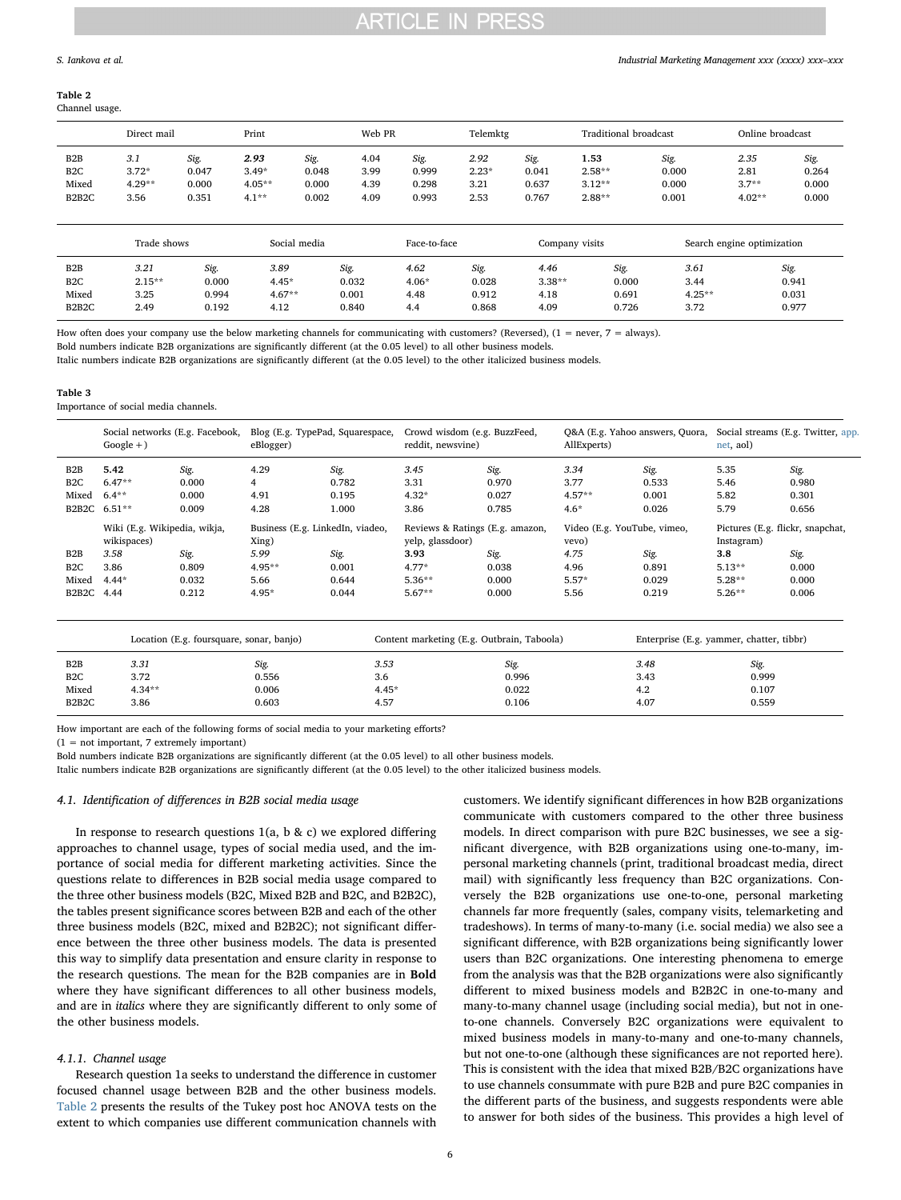**Table 2**
Channel usage.

| | Direct mail | | Print | | Web PR | | Telemktg | | Traditional broadcast | | Online broadcast | |
|---|---|---|---|---|---|---|---|---|---|---|---|---|
| B2B | *3.1* | *Sig.* | ***2.93*** | *Sig.* | 4.04 | *Sig.* | *2.92* | *Sig.* | **1.53** | *Sig.* | *2.35* | *Sig.* |
| B2C | 3.72* | 0.047 | 3.49* | 0.048 | 3.99 | 0.999 | 2.23* | 0.041 | 2.58** | 0.000 | 2.81 | 0.264 |
| Mixed | 4.29** | 0.000 | 4.05** | 0.000 | 4.39 | 0.298 | 3.21 | 0.637 | 3.12** | 0.000 | 3.7** | 0.000 |
| B2B2C | 3.56 | 0.351 | 4.1** | 0.002 | 4.09 | 0.993 | 2.53 | 0.767 | 2.88** | 0.001 | 4.02** | 0.000 |

| | Trade shows | | Social media | | Face-to-face | | Company visits | | Search engine optimization | |
|---|---|---|---|---|---|---|---|---|---|---|
| B2B | *3.21* | *Sig.* | *3.89* | *Sig.* | *4.62* | *Sig.* | *4.46* | *Sig.* | *3.61* | *Sig.* |
| B2C | 2.15** | 0.000 | 4.45* | 0.032 | 4.06* | 0.028 | 3.38** | 0.000 | 3.44 | 0.941 |
| Mixed | 3.25 | 0.994 | 4.67** | 0.001 | 4.48 | 0.912 | 4.18 | 0.691 | 4.25** | 0.031 |
| B2B2C | 2.49 | 0.192 | 4.12 | 0.840 | 4.4 | 0.868 | 4.09 | 0.726 | 3.72 | 0.977 |

How often does your company use the below marketing channels for communicating with customers? (Reversed), (1 = never, 7 = always).
Bold numbers indicate B2B organizations are significantly different (at the 0.05 level) to all other business models.
Italic numbers indicate B2B organizations are significantly different (at the 0.05 level) to the other italicized business models.

**Table 3**
Importance of social media channels.

| | Social networks (E.g. Facebook, Google +) | | Blog (E.g. TypePad, Squarespace, eBlogger) | | Crowd wisdom (e.g. BuzzFeed, reddit, newsvine) | | Q&A (E.g. Yahoo answers, Quora, AllExperts) | | Social streams (E.g. Twitter, app.net, aol) | |
|---|---|---|---|---|---|---|---|---|---|---|
| B2B | **5.42** | *Sig.* | 4.29 | *Sig.* | *3.45* | *Sig.* | *3.34* | *Sig.* | 5.35 | *Sig.* |
| B2C | 6.47** | 0.000 | 4 | 0.782 | 3.31 | 0.970 | 3.77 | 0.533 | 5.46 | 0.980 |
| Mixed | 6.4** | 0.000 | 4.91 | 0.195 | 4.32* | 0.027 | 4.57** | 0.001 | 5.82 | 0.301 |
| B2B2C | 6.51** | 0.009 | 4.28 | 1.000 | 3.86 | 0.785 | 4.6* | 0.026 | 5.79 | 0.656 |
| | Wiki (E.g. Wikipedia, wikja, wikispaces) | | Business (E.g. LinkedIn, viadeo, Xing) | | Reviews & Ratings (E.g. amazon, yelp, glassdoor) | | Video (E.g. YouTube, vimeo, vevo) | | Pictures (E.g. flickr, snapchat, Instagram) | |
| B2B | *3.58* | *Sig.* | *5.99* | *Sig.* | **3.93** | *Sig.* | *4.75* | *Sig.* | **3.8** | *Sig.* |
| B2C | 3.86 | 0.809 | 4.95** | 0.001 | 4.77* | 0.038 | 4.96 | 0.891 | 5.13** | 0.000 |
| Mixed | 4.44* | 0.032 | 5.66 | 0.644 | 5.36** | 0.000 | 5.57* | 0.029 | 5.28** | 0.000 |
| B2B2C | 4.44 | 0.212 | 4.95* | 0.044 | 5.67** | 0.000 | 5.56 | 0.219 | 5.26** | 0.006 |

| | Location (E.g. foursquare, sonar, banjo) | | Content marketing (E.g. Outbrain, Taboola) | | Enterprise (E.g. yammer, chatter, tibbr) | |
|---|---|---|---|---|---|---|
| B2B | *3.31* | *Sig.* | *3.53* | *Sig.* | *3.48* | *Sig.* |
| B2C | 3.72 | 0.556 | 3.6 | 0.996 | 3.43 | 0.999 |
| Mixed | 4.34** | 0.006 | 4.45* | 0.022 | 4.2 | 0.107 |
| B2B2C | 3.86 | 0.603 | 4.57 | 0.106 | 4.07 | 0.559 |

How important are each of the following forms of social media to your marketing efforts?
(1 = not important, 7 extremely important)
Bold numbers indicate B2B organizations are significantly different (at the 0.05 level) to all other business models.
Italic numbers indicate B2B organizations are significantly different (at the 0.05 level) to the other italicized business models.

### 4.1. Identification of differences in B2B social media usage

In response to research questions 1(a, b & c) we explored differing approaches to channel usage, types of social media used, and the importance of social media for different marketing activities. Since the questions relate to differences in B2B social media usage compared to the three other business models (B2C, Mixed B2B and B2C, and B2B2C), the tables present significance scores between B2B and each of the other three business models (B2C, mixed and B2B2C); not significant difference between the three other business models. The data is presented this way to simplify data presentation and ensure clarity in response to the research questions. The mean for the B2B companies are in **Bold** where they have significant differences to all other business models, and are in *italics* where they are significantly different to only some of the other business models.

#### 4.1.1. Channel usage

Research question 1a seeks to understand the difference in customer focused channel usage between B2B and the other business models. Table 2 presents the results of the Tukey post hoc ANOVA tests on the extent to which companies use different communication channels with customers. We identify significant differences in how B2B organizations communicate with customers compared to the other three business models. In direct comparison with pure B2C businesses, we see a significant divergence, with B2B organizations using one-to-many, impersonal marketing channels (print, traditional broadcast media, direct mail) with significantly less frequency than B2C organizations. Conversely the B2B organizations use one-to-one, personal marketing channels far more frequently (sales, company visits, telemarketing and tradeshows). In terms of many-to-many (i.e. social media) we also see a significant difference, with B2B organizations being significantly lower users than B2C organizations. One interesting phenomena to emerge from the analysis was that the B2B organizations were also significantly different to mixed business models and B2B2C in one-to-many and many-to-many channel usage (including social media), but not in one-to-one channels. Conversely B2C organizations were equivalent to mixed business models in many-to-many and one-to-many channels, but not one-to-one (although these significances are not reported here). This is consistent with the idea that mixed B2B/B2C organizations have to use channels consummate with pure B2B and pure B2C companies in the different parts of the business, and suggests respondents were able to answer for both sides of the business. This provides a high level of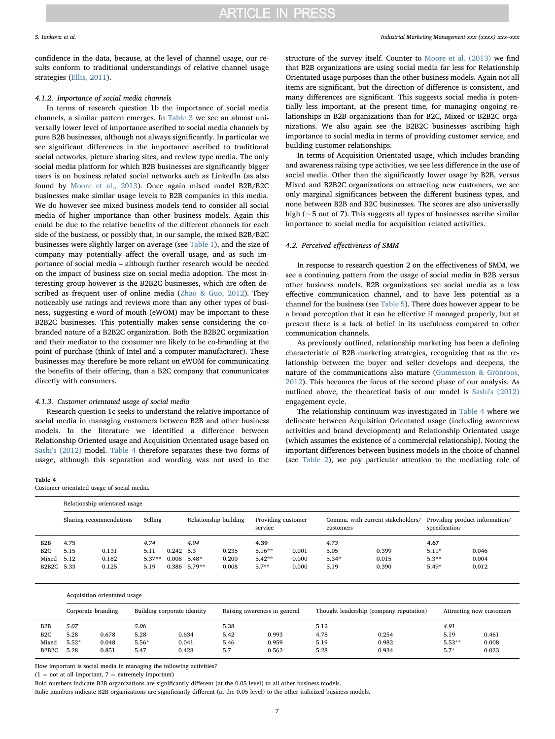confidence in the data, because, at the level of channel usage, our results conform to traditional understandings of relative channel usage strategies (Ellis, 2011).

#### 4.1.2. Importance of social media channels

In terms of research question 1b the importance of social media channels, a similar pattern emerges. In Table 3 we see an almost universally lower level of importance ascribed to social media channels by pure B2B businesses, although not always significantly. In particular we see significant differences in the importance ascribed to traditional social networks, picture sharing sites, and review type media. The only social media platform for which B2B businesses are significantly bigger users is on business related social networks such as LinkedIn (as also found by Moore et al., 2013). Once again mixed model B2B/B2C businesses make similar usage levels to B2B companies in this media. We do however see mixed business models tend to consider all social media of higher importance than other business models. Again this could be due to the relative benefits of the different channels for each side of the business, or possibly that, in our sample, the mixed B2B/B2C businesses were slightly larger on average (see Table 1), and the size of company may potentially affect the overall usage, and as such importance of social media – although further research would be needed on the impact of business size on social media adoption. The most interesting group however is the B2B2C businesses, which are often described as frequent user of online media (Zhao & Guo, 2012). They noticeably use ratings and reviews more than any other types of business, suggesting e-word of mouth (eWOM) may be important to these B2B2C businesses. This potentially makes sense considering the co-branded nature of a B2B2C organization. Both the B2B2C organization and their mediator to the consumer are likely to be co-branding at the point of purchase (think of Intel and a computer manufacturer). These businesses may therefore be more reliant on eWOM for communicating the benefits of their offering, than a B2C company that communicates directly with consumers.

#### 4.1.3. Customer orientated usage of social media

Research question 1c seeks to understand the relative importance of social media in managing customers between B2B and other business models. In the literature we identified a difference between Relationship Oriented usage and Acquisition Orientated usage based on Sashi's (2012) model. Table 4 therefore separates these two forms of usage, although this separation and wording was not used in the structure of the survey itself. Counter to Moore et al. (2013) we find that B2B organizations are using social media far less for Relationship Orientated usage purposes than the other business models. Again not all items are significant, but the direction of difference is consistent, and many differences are significant. This suggests social media is potentially less important, at the present time, for managing ongoing relationships in B2B organizations than for B2C, Mixed or B2B2C organizations. We also again see the B2B2C businesses ascribing high importance to social media in terms of providing customer service, and building customer relationships.

In terms of Acquisition Orientated usage, which includes branding and awareness raising type activities, we see less difference in the use of social media. Other than the significantly lower usage by B2B, versus Mixed and B2B2C organizations on attracting new customers, we see only marginal significances between the different business types, and none between B2B and B2C businesses. The scores are also universally high (~5 out of 7). This suggests all types of businesses ascribe similar importance to social media for acquisition related activities.

### 4.2. Perceived effectiveness of SMM

In response to research question 2 on the effectiveness of SMM, we see a continuing pattern from the usage of social media in B2B versus other business models. B2B organizations see social media as a less effective communication channel, and to have less potential as a channel for the business (see Table 5). There does however appear to be a broad perception that it can be effective if managed properly, but at present there is a lack of belief in its usefulness compared to other communication channels.

As previously outlined, relationship marketing has been a defining characteristic of B2B marketing strategies, recognizing that as the relationship between the buyer and seller develops and deepens, the nature of the communications also mature (Gummesson & Grönroos, 2012). This becomes the focus of the second phase of our analysis. As outlined above, the theoretical basis of our model is Sashi's (2012) engagement cycle.

The relationship continuum was investigated in Table 4 where we delineate between Acquisition Orientated usage (including awareness activities and brand development) and Relationship Orientated usage (which assumes the existence of a commercial relationship). Noting the important differences between business models in the choice of channel (see Table 2), we pay particular attention to the mediating role of

**Table 4**
Customer orientated usage of social media.

| | Relationship orientated usage | | | | | | | | | | | |
|---|---|---|---|---|---|---|---|---|---|---|---|---|
| | Sharing recommendations | | Selling | | Relationship building | | Providing customer service | | Commu. with current stakeholders/ customers | | Providing product information/ specification | |
| B2B | 4.75 | | *4.74* | | *4.94* | | **4.39** | | *4.73* | | **4.67** | |
| B2C | 5.15 | 0.131 | 5.11 | 0.242 | 5.3 | 0.235 | 5.16** | 0.001 | 5.05 | 0.399 | 5.11* | 0.046 |
| Mixed | 5.12 | 0.182 | 5.37** | 0.008 | 5.48* | 0.200 | 5.42** | 0.000 | 5.34* | 0.015 | 5.3** | 0.004 |
| B2B2C | 5.33 | 0.125 | 5.19 | 0.386 | 5.79** | 0.008 | 5.7** | 0.000 | 5.19 | 0.390 | 5.49* | 0.012 |

| | Acquisition orientated usage | | | | | | | | | |
|---|---|---|---|---|---|---|---|---|---|---|
| | Corporate branding | | Building corporate identity | | Raising awareness in general | | Thought leadership (company reputation) | | Attracting new customers | |
| B2B | *5.07* | | *5.06* | | 5.38 | | 5.12 | | *4.91* | |
| B2C | 5.28 | 0.678 | 5.28 | 0.634 | 5.42 | 0.993 | 4.78 | 0.254 | 5.19 | 0.461 |
| Mixed | 5.52* | 0.048 | 5.56* | 0.041 | 5.46 | 0.959 | 5.19 | 0.982 | 5.53** | 0.008 |
| B2B2C | 5.28 | 0.851 | 5.47 | 0.428 | 5.7 | 0.562 | 5.28 | 0.934 | 5.7* | 0.023 |

How important is social media in managing the following activities?
(1 = not at all important, 7 = extremely important)
Bold numbers indicate B2B organizations are significantly different (at the 0.05 level) to all other business models.
Italic numbers indicate B2B organizations are significantly different (at the 0.05 level) to the other italicized business models.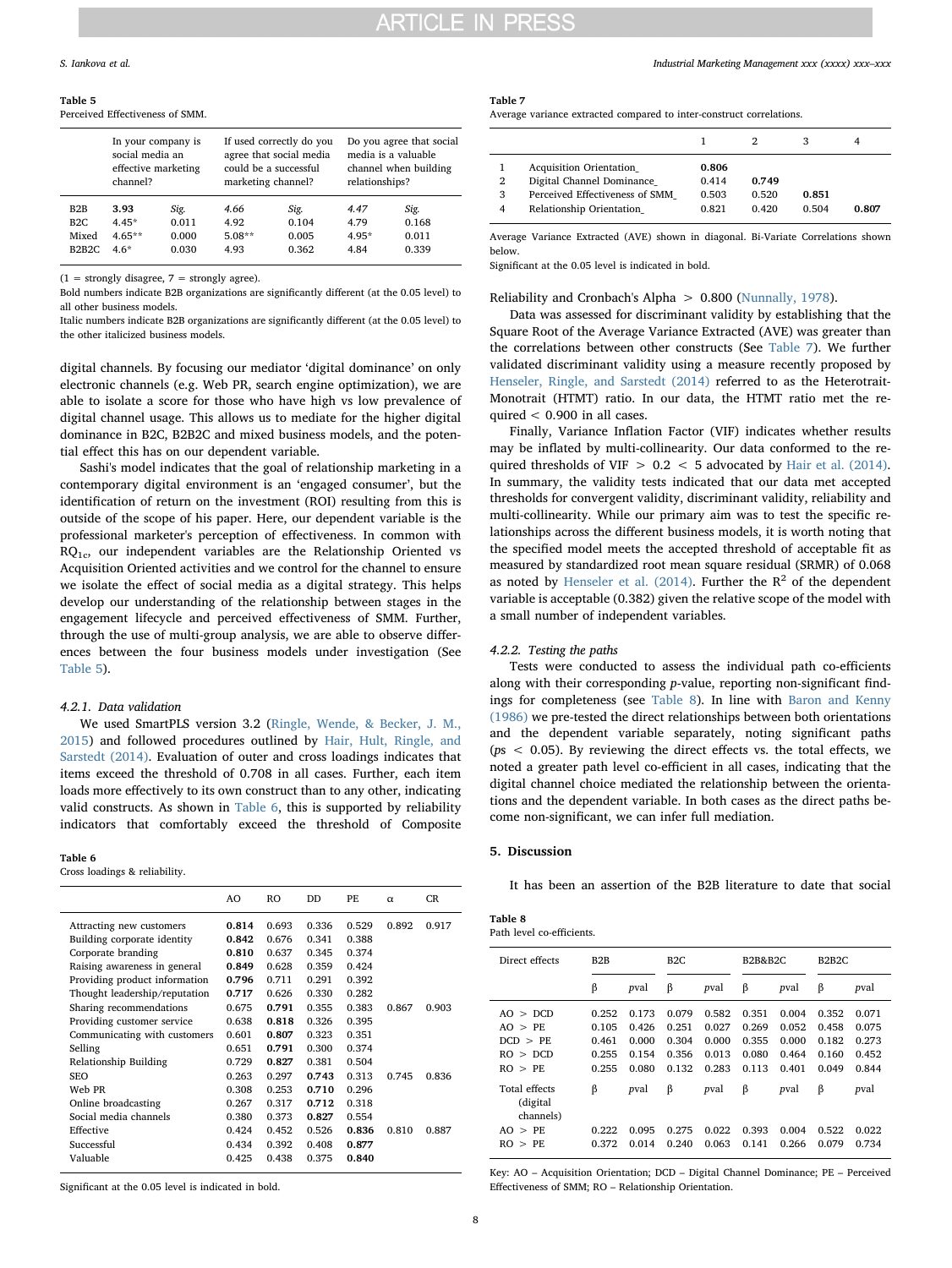**Table 5**
Perceived Effectiveness of SMM.

| | In your company is social media an effective marketing channel? | | If used correctly do you agree that social media could be a successful marketing channel? | | Do you agree that social media is a valuable channel when building relationships? | |
|---|---|---|---|---|---|---|
| B2B | **3.93** | *Sig.* | *4.66* | *Sig.* | *4.47* | *Sig.* |
| B2C | 4.45* | 0.011 | 4.92 | 0.104 | 4.79 | 0.168 |
| Mixed | 4.65** | 0.000 | *5.08*** | 0.005 | *4.95** | 0.011 |
| B2B2C | 4.6* | 0.030 | 4.93 | 0.362 | 4.84 | 0.339 |

(1 = strongly disagree, 7 = strongly agree).
Bold numbers indicate B2B organizations are significantly different (at the 0.05 level) to all other business models.
Italic numbers indicate B2B organizations are significantly different (at the 0.05 level) to the other italicized business models.

digital channels. By focusing our mediator 'digital dominance' on only electronic channels (e.g. Web PR, search engine optimization), we are able to isolate a score for those who have high vs low prevalence of digital channel usage. This allows us to mediate for the higher digital dominance in B2C, B2B2C and mixed business models, and the potential effect this has on our dependent variable.

Sashi's model indicates that the goal of relationship marketing in a contemporary digital environment is an 'engaged consumer', but the identification of return on the investment (ROI) resulting from this is outside of the scope of his paper. Here, our dependent variable is the professional marketer's perception of effectiveness. In common with $RQ_{1c}$, our independent variables are the Relationship Oriented vs Acquisition Oriented activities and we control for the channel to ensure we isolate the effect of social media as a digital strategy. This helps develop our understanding of the relationship between stages in the engagement lifecycle and perceived effectiveness of SMM. Further, through the use of multi-group analysis, we are able to observe differences between the four business models under investigation (See Table 5).

#### 4.2.1. Data validation

We used SmartPLS version 3.2 (Ringle, Wende, & Becker, J. M., 2015) and followed procedures outlined by Hair, Hult, Ringle, and Sarstedt (2014). Evaluation of outer and cross loadings indicates that items exceed the threshold of 0.708 in all cases. Further, each item loads more effectively to its own construct than to any other, indicating valid constructs. As shown in Table 6, this is supported by reliability indicators that comfortably exceed the threshold of Composite Reliability and Cronbach's Alpha > 0.800 (Nunnally, 1978).

**Table 6**
Cross loadings & reliability.

| | AO | RO | DD | PE | α | CR |
|---|---|---|---|---|---|---|
| Attracting new customers | **0.814** | 0.693 | 0.336 | 0.529 | 0.892 | 0.917 |
| Building corporate identity | **0.842** | 0.676 | 0.341 | 0.388 | | |
| Corporate branding | **0.810** | 0.637 | 0.345 | 0.374 | | |
| Raising awareness in general | **0.849** | 0.628 | 0.359 | 0.424 | | |
| Providing product information | **0.796** | 0.711 | 0.291 | 0.392 | | |
| Thought leadership/reputation | **0.717** | 0.626 | 0.330 | 0.282 | | |
| Sharing recommendations | 0.675 | **0.791** | 0.355 | 0.383 | 0.867 | 0.903 |
| Providing customer service | 0.638 | **0.818** | 0.326 | 0.395 | | |
| Communicating with customers | 0.601 | **0.807** | 0.323 | 0.351 | | |
| Selling | 0.651 | **0.791** | 0.300 | 0.374 | | |
| Relationship Building | 0.729 | **0.827** | 0.381 | 0.504 | | |
| SEO | 0.263 | 0.297 | **0.743** | 0.313 | 0.745 | 0.836 |
| Web PR | 0.308 | 0.253 | **0.710** | 0.296 | | |
| Online broadcasting | 0.267 | 0.317 | **0.712** | 0.318 | | |
| Social media channels | 0.380 | 0.373 | **0.827** | 0.554 | | |
| Effective | 0.424 | 0.452 | 0.526 | **0.836** | 0.810 | 0.887 |
| Successful | 0.434 | 0.392 | 0.408 | **0.877** | | |
| Valuable | 0.425 | 0.438 | 0.375 | **0.840** | | |

Significant at the 0.05 level is indicated in bold.

**Table 7**
Average variance extracted compared to inter-construct correlations.

| | | 1 | 2 | 3 | 4 |
|---|---|---|---|---|---|
| 1 | Acquisition Orientation_ | **0.806** | | | |
| 2 | Digital Channel Dominance_ | 0.414 | **0.749** | | |
| 3 | Perceived Effectiveness of SMM_ | 0.503 | 0.520 | **0.851** | |
| 4 | Relationship Orientation_ | 0.821 | 0.420 | 0.504 | **0.807** |

Average Variance Extracted (AVE) shown in diagonal. Bi-Variate Correlations shown below.
Significant at the 0.05 level is indicated in bold.

Data was assessed for discriminant validity by establishing that the Square Root of the Average Variance Extracted (AVE) was greater than the correlations between other constructs (See Table 7). We further validated discriminant validity using a measure recently proposed by Henseler, Ringle, and Sarstedt (2014) referred to as the Heterotrait-Monotrait (HTMT) ratio. In our data, the HTMT ratio met the required < 0.900 in all cases.

Finally, Variance Inflation Factor (VIF) indicates whether results may be inflated by multi-collinearity. Our data conformed to the required thresholds of VIF > 0.2 < 5 advocated by Hair et al. (2014). In summary, the validity tests indicated that our data met accepted thresholds for convergent validity, discriminant validity, reliability and multi-collinearity. While our primary aim was to test the specific relationships across the different business models, it is worth noting that the specified model meets the accepted threshold of acceptable fit as measured by standardized root mean square residual (SRMR) of 0.068 as noted by Henseler et al. (2014). Further the $R^2$ of the dependent variable is acceptable (0.382) given the relative scope of the model with a small number of independent variables.

#### 4.2.2. Testing the paths

Tests were conducted to assess the individual path co-efficients along with their corresponding *p*-value, reporting non-significant findings for completeness (see Table 8). In line with Baron and Kenny (1986) we pre-tested the direct relationships between both orientations and the dependent variable separately, noting significant paths ($ps < 0.05$). By reviewing the direct effects vs. the total effects, we noted a greater path level co-efficient in all cases, indicating that the digital channel choice mediated the relationship between the orientations and the dependent variable. In both cases as the direct paths become non-significant, we can infer full mediation.

## 5. Discussion

It has been an assertion of the B2B literature to date that social

**Table 8**
Path level co-efficients.

| Direct effects | B2B | | B2C | | B2B&B2C | | B2B2C | |
|---|---|---|---|---|---|---|---|---|
| | β | *p*val | β | *p*val | β | *p*val | β | *p*val |
| AO > DCD | 0.252 | 0.173 | 0.079 | 0.582 | 0.351 | 0.004 | 0.352 | 0.071 |
| AO > PE | 0.105 | 0.426 | 0.251 | 0.027 | 0.269 | 0.052 | 0.458 | 0.075 |
| DCD > PE | 0.461 | 0.000 | 0.304 | 0.000 | 0.355 | 0.000 | 0.182 | 0.273 |
| RO > DCD | 0.255 | 0.154 | 0.356 | 0.013 | 0.080 | 0.464 | 0.160 | 0.452 |
| RO > PE | 0.255 | 0.080 | 0.132 | 0.283 | 0.113 | 0.401 | 0.049 | 0.844 |
| Total effects (digital channels) | β | *p*val | β | *p*val | β | *p*val | β | *p*val |
| AO > PE | 0.222 | 0.095 | 0.275 | 0.022 | 0.393 | 0.004 | 0.522 | 0.022 |
| RO > PE | 0.372 | 0.014 | 0.240 | 0.063 | 0.141 | 0.266 | 0.079 | 0.734 |

Key: AO – Acquisition Orientation; DCD – Digital Channel Dominance; PE – Perceived Effectiveness of SMM; RO – Relationship Orientation.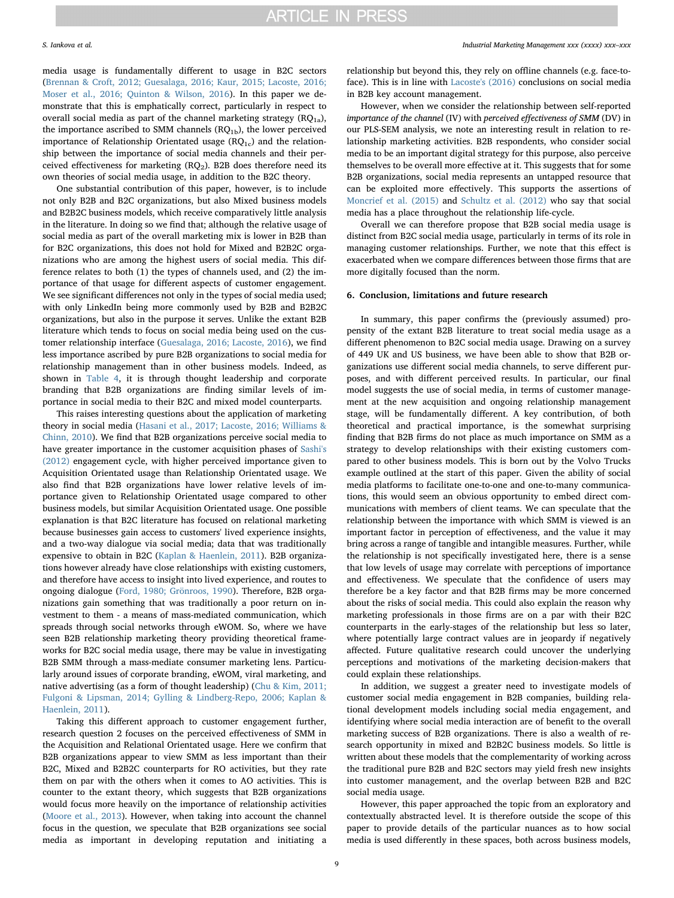media usage is fundamentally different to usage in B2C sectors (Brennan & Croft, 2012; Guesalaga, 2016; Kaur, 2015; Lacoste, 2016; Moser et al., 2016; Quinton & Wilson, 2016). In this paper we demonstrate that this is emphatically correct, particularly in respect to overall social media as part of the channel marketing strategy ($RQ_{1a}$), the importance ascribed to SMM channels ($RQ_{1b}$), the lower perceived importance of Relationship Orientated usage ($RQ_{1c}$) and the relationship between the importance of social media channels and their perceived effectiveness for marketing ($RQ_2$). B2B does therefore need its own theories of social media usage, in addition to the B2C theory.

One substantial contribution of this paper, however, is to include not only B2B and B2C organizations, but also Mixed business models and B2B2C business models, which receive comparatively little analysis in the literature. In doing so we find that; although the relative usage of social media as part of the overall marketing mix is lower in B2B than for B2C organizations, this does not hold for Mixed and B2B2C organizations who are among the highest users of social media. This difference relates to both (1) the types of channels used, and (2) the importance of that usage for different aspects of customer engagement. We see significant differences not only in the types of social media used; with only LinkedIn being more commonly used by B2B and B2B2C organizations, but also in the purpose it serves. Unlike the extant B2B literature which tends to focus on social media being used on the customer relationship interface (Guesalaga, 2016; Lacoste, 2016), we find less importance ascribed by pure B2B organizations to social media for relationship management than in other business models. Indeed, as shown in Table 4, it is through thought leadership and corporate branding that B2B organizations are finding similar levels of importance in social media to their B2C and mixed model counterparts.

This raises interesting questions about the application of marketing theory in social media (Hasani et al., 2017; Lacoste, 2016; Williams & Chinn, 2010). We find that B2B organizations perceive social media to have greater importance in the customer acquisition phases of Sashi's (2012) engagement cycle, with higher perceived importance given to Acquisition Orientated usage than Relationship Orientated usage. We also find that B2B organizations have lower relative levels of importance given to Relationship Orientated usage compared to other business models, but similar Acquisition Orientated usage. One possible explanation is that B2C literature has focused on relational marketing because businesses gain access to customers' lived experience insights, and a two-way dialogue via social media; data that was traditionally expensive to obtain in B2C (Kaplan & Haenlein, 2011). B2B organizations however already have close relationships with existing customers, and therefore have access to insight into lived experience, and routes to ongoing dialogue (Ford, 1980; Grönroos, 1990). Therefore, B2B organizations gain something that was traditionally a poor return on investment to them - a means of mass-mediated communication, which spreads through social networks through eWOM. So, where we have seen B2B relationship marketing theory providing these frameworks for B2C social media usage, there may be value in investigating B2B SMM through a mass-mediate consumer marketing lens. Particularly around issues of corporate branding, eWOM, viral marketing, and native advertising (as a form of thought leadership) (Chu & Kim, 2011; Fulgoni & Lipsman, 2014; Gylling & Lindberg-Repo, 2006; Kaplan & Haenlein, 2011).

Taking this different approach to customer engagement further, research question 2 focuses on the perceived effectiveness of SMM in the Acquisition and Relational Orientated usage. Here we confirm that B2B organizations appear to view SMM as less important than their B2C, Mixed and B2B2C counterparts for RO activities, but they rate them on par with the others when it comes to AO activities. This is counter to the extant theory, which suggests that B2B organizations would focus more heavily on the importance of relationship activities (Moore et al., 2013). However, when taking into account the channel focus in the question, we speculate that B2B organizations see social media as important in developing reputation and initiating a relationship but beyond this, they rely on offline channels (e.g. face-to-face). This is in line with Lacoste's (2016) conclusions on social media in B2B key account management.

However, when we consider the relationship between self-reported *importance of the channel* (IV) with *perceived effectiveness of SMM* (DV) in our PLS-SEM analysis, we note an interesting result in relation to relationship marketing activities. B2B respondents, who consider social media to be an important digital strategy for this purpose, also perceive themselves to be overall more effective at it. This suggests that for some B2B organizations, social media represents an untapped resource that can be exploited more effectively. This supports the assertions of Moncrief et al. (2015) and Schultz et al. (2012) who say that social media has a place throughout the relationship life-cycle.

Overall we can therefore propose that B2B social media usage is distinct from B2C social media usage, particularly in terms of its role in managing customer relationships. Further, we note that this effect is exacerbated when we compare differences between those firms that are more digitally focused than the norm.

## 6. Conclusion, limitations and future research

In summary, this paper confirms the (previously assumed) propensity of the extant B2B literature to treat social media usage as a different phenomenon to B2C social media usage. Drawing on a survey of 449 UK and US business, we have been able to show that B2B organizations use different social media channels, to serve different purposes, and with different perceived results. In particular, our final model suggests the use of social media, in terms of customer management at the new acquisition and ongoing relationship management stage, will be fundamentally different. A key contribution, of both theoretical and practical importance, is the somewhat surprising finding that B2B firms do not place as much importance on SMM as a strategy to develop relationships with their existing customers compared to other business models. This is born out by the Volvo Trucks example outlined at the start of this paper. Given the ability of social media platforms to facilitate one-to-one and one-to-many communications, this would seem an obvious opportunity to embed direct communications with members of client teams. We can speculate that the relationship between the importance with which SMM is viewed is an important factor in perception of effectiveness, and the value it may bring across a range of tangible and intangible measures. Further, while the relationship is not specifically investigated here, there is a sense that low levels of usage may correlate with perceptions of importance and effectiveness. We speculate that the confidence of users may therefore be a key factor and that B2B firms may be more concerned about the risks of social media. This could also explain the reason why marketing professionals in those firms are on a par with their B2C counterparts in the early-stages of the relationship but less so later, where potentially large contract values are in jeopardy if negatively affected. Future qualitative research could uncover the underlying perceptions and motivations of the marketing decision-makers that could explain these relationships.

In addition, we suggest a greater need to investigate models of customer social media engagement in B2B companies, building relational development models including social media engagement, and identifying where social media interaction are of benefit to the overall marketing success of B2B organizations. There is also a wealth of research opportunity in mixed and B2B2C business models. So little is written about these models that the complementarity of working across the traditional pure B2B and B2C sectors may yield fresh new insights into customer management, and the overlap between B2B and B2C social media usage.

However, this paper approached the topic from an exploratory and contextually abstracted level. It is therefore outside the scope of this paper to provide details of the particular nuances as to how social media is used differently in these spaces, both across business models,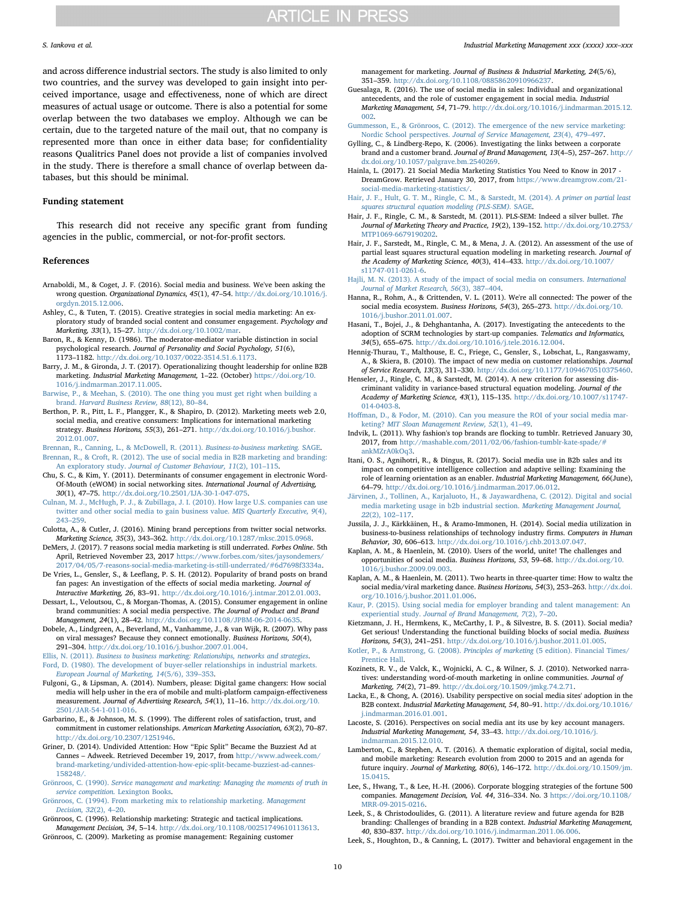and across difference industrial sectors. The study is also limited to only two countries, and the survey was developed to gain insight into perceived importance, usage and effectiveness, none of which are direct measures of actual usage or outcome. There is also a potential for some overlap between the two databases we employ. Although we can be certain, due to the targeted nature of the mail out, that no company is represented more than once in either data base; for confidentiality reasons Qualtrics Panel does not provide a list of companies involved in the study. There is therefore a small chance of overlap between databases, but this should be minimal.

## Funding statement

This research did not receive any specific grant from funding agencies in the public, commercial, or not-for-profit sectors.

## References

Arnaboldi, M., & Coget, J. F. (2016). Social media and business. We've been asking the wrong question. *Organizational Dynamics, 45*(1), 47–54. http://dx.doi.org/10.1016/j.orgdyn.2015.12.006.

Ashley, C., & Tuten, T. (2015). Creative strategies in social media marketing: An exploratory study of branded social content and consumer engagement. *Psychology and Marketing, 33*(1), 15–27. http://dx.doi.org/10.1002/mar.

Baron, R., & Kenny, D. (1986). The moderator-mediator variable distinction in social psychological research. *Journal of Personality and Social Psychology, 51*(6), 1173–1182. http://dx.doi.org/10.1037/0022-3514.51.6.1173.

Barry, J. M., & Gironda, J. T. (2017). Operationalizing thought leadership for online B2B marketing. *Industrial Marketing Management,* 1–22. (October) https://doi.org/10.1016/j.indmarman.2017.11.005.

Barwise, P., & Meehan, S. (2010). The one thing you must get right when building a brand. *Harvard Business Review, 88*(12), 80–84.

Berthon, P. R., Pitt, L. F., Plangger, K., & Shapiro, D. (2012). Marketing meets web 2.0, social media, and creative consumers: Implications for international marketing strategy. *Business Horizons, 55*(3), 261–271. http://dx.doi.org/10.1016/j.bushor.2012.01.007.

Brennan, R., Canning, L., & McDowell, R. (2011). *Business-to-business marketing.* SAGE.

Brennan, R., & Croft, R. (2012). The use of social media in B2B marketing and branding: An exploratory study. *Journal of Customer Behaviour, 11*(2), 101–115.

Chu, S. C., & Kim, Y. (2011). Determinants of consumer engagement in electronic Word-Of-Mouth (eWOM) in social networking sites. *International Journal of Advertising, 30*(1), 47–75. http://dx.doi.org/10.2501/IJA-30-1-047-075.

Culnan, M. J., McHugh, P. J., & Zubillaga, J. I. (2010). How large U.S. companies can use twitter and other social media to gain business value. *MIS Quarterly Executive, 9*(4), 243–259.

Culotta, A., & Cutler, J. (2016). Mining brand perceptions from twitter social networks. *Marketing Science, 35*(3), 343–362. http://dx.doi.org/10.1287/mksc.2015.0968.

DeMers, J. (2017). 7 reasons social media marketing is still underrated. *Forbes Online.* 5th April, Retrieved November 23, 2017 https://www.forbes.com/sites/jaysondemers/2017/04/05/7-reasons-social-media-marketing-is-still-underrated/#6d7698f3334a.

De Vries, L., Gensler, S., & Leeflang, P. S. H. (2012). Popularity of brand posts on brand fan pages: An investigation of the effects of social media marketing. *Journal of Interactive Marketing, 26,* 83–91. http://dx.doi.org/10.1016/j.intmar.2012.01.003.

Dessart, L., Veloutsou, C., & Morgan-Thomas, A. (2015). Consumer engagement in online brand communities: A social media perspective. *The Journal of Product and Brand Management, 24*(1), 28–42. http://dx.doi.org/10.1108/JPBM-06-2014-0635.

Dobele, A., Lindgreen, A., Beverland, M., Vanhamme, J., & van Wijk, R. (2007). Why pass on viral messages? Because they connect emotionally. *Business Horizons, 50*(4), 291–304. http://dx.doi.org/10.1016/j.bushor.2007.01.004.

Ellis, N. (2011). *Business to business marketing: Relationships, networks and strategies.*

Ford, D. (1980). The development of buyer-seller relationships in industrial markets. *European Journal of Marketing, 14*(5/6), 339–353.

Fulgoni, G., & Lipsman, A. (2014). Numbers, please: Digital game changers: How social media will help usher in the era of mobile and multi-platform campaign-effectiveness measurement. *Journal of Advertising Research, 54*(1), 11–16. http://dx.doi.org/10.2501/JAR-54-1-011-016.

Garbarino, E., & Johnson, M. S. (1999). The different roles of satisfaction, trust, and commitment in customer relationships. *American Marketing Association, 63*(2), 70–87. http://dx.doi.org/10.2307/1251946.

Griner, D. (2014). Undivided Attention: How "Epic Split" Became the Buzziest Ad at Cannes – Adweek. Retrieved December 19, 2017, from http://www.adweek.com/brand-marketing/undivided-attention-how-epic-split-became-buzziest-ad-cannes-158248/.

Grönroos, C. (1990). *Service management and marketing: Managing the moments of truth in service competition.* Lexington Books.

Grönroos, C. (1994). From marketing mix to relationship marketing. *Management Decision, 32*(2), 4–20.

Grönroos, C. (1996). Relationship marketing: Strategic and tactical implications. *Management Decision, 34,* 5–14. http://dx.doi.org/10.1108/00251749610113613.

Grönroos, C. (2009). Marketing as promise management: Regaining customer management for marketing. *Journal of Business & Industrial Marketing, 24*(5/6), 351–359. http://dx.doi.org/10.1108/08858620910966237.

Guesalaga, R. (2016). The use of social media in sales: Individual and organizational antecedents, and the role of customer engagement in social media. *Industrial Marketing Management, 54,* 71–79. http://dx.doi.org/10.1016/j.indmarman.2015.12.002.

Gummesson, E., & Grönroos, C. (2012). The emergence of the new service marketing: Nordic School perspectives. *Journal of Service Management, 23*(4), 479–497.

Gylling, C., & Lindberg-Repo, K. (2006). Investigating the links between a corporate brand and a customer brand. *Journal of Brand Management, 13*(4–5), 257–267. http://dx.doi.org/10.1057/palgrave.bm.2540269.

Hainla, L. (2017). 21 Social Media Marketing Statistics You Need to Know in 2017 - DreamGrow. Retrieved January 30, 2017, from https://www.dreamgrow.com/21-social-media-marketing-statistics/.

Hair, J. F., Hult, G. T. M., Ringle, C. M., & Sarstedt, M. (2014). *A primer on partial least squares structural equation modeling (PLS-SEM).* SAGE.

Hair, J. F., Ringle, C. M., & Sarstedt, M. (2011). PLS-SEM: Indeed a silver bullet. *The Journal of Marketing Theory and Practice, 19*(2), 139–152. http://dx.doi.org/10.2753/MTP1069-6679190202.

Hair, J. F., Sarstedt, M., Ringle, C. M., & Mena, J. A. (2012). An assessment of the use of partial least squares structural equation modeling in marketing research. *Journal of the Academy of Marketing Science, 40*(3), 414–433. http://dx.doi.org/10.1007/s11747-011-0261-6.

Hajli, M. N. (2013). A study of the impact of social media on consumers. *International Journal of Market Research, 56*(3), 387–404.

Hanna, R., Rohm, A., & Crittenden, V. L. (2011). We're all connected: The power of the social media ecosystem. *Business Horizons, 54*(3), 265–273. http://dx.doi.org/10.1016/j.bushor.2011.01.007.

Hasani, T., Bojei, J., & Dehghantanha, A. (2017). Investigating the antecedents to the adoption of SCRM technologies by start-up companies. *Telematics and Informatics, 34*(5), 655–675. http://dx.doi.org/10.1016/j.tele.2016.12.004.

Hennig-Thurau, T., Malthouse, E. C., Friege, C., Gensler, S., Lobschat, L., Rangaswamy, A., & Skiera, B. (2010). The impact of new media on customer relationships. *Journal of Service Research, 13*(3), 311–330. http://dx.doi.org/10.1177/1094670510375460.

Henseler, J., Ringle, C. M., & Sarstedt, M. (2014). A new criterion for assessing discriminant validity in variance-based structural equation modeling. *Journal of the Academy of Marketing Science, 43*(1), 115–135. http://dx.doi.org/10.1007/s11747-014-0403-8.

Hoffman, D., & Fodor, M. (2010). Can you measure the ROI of your social media marketing? *MIT Sloan Management Review, 52*(1), 41–49.

Indvik, L. (2011). Why fashion's top brands are flocking to tumblr. Retrieved January 30, 2017, from http://mashable.com/2011/02/06/fashion-tumblr-kate-spade/#ankMZrA0kOq3.

Itani, O. S., Agnihotri, R., & Dingus, R. (2017). Social media use in B2b sales and its impact on competitive intelligence collection and adaptive selling: Examining the role of learning orientation as an enabler. *Industrial Marketing Management, 66*(June), 64–79. http://dx.doi.org/10.1016/j.indmarman.2017.06.012.

Järvinen, J., Tollinen, A., Karjaluoto, H., & Jayawardhena, C. (2012). Digital and social media marketing usage in b2b industrial section. *Marketing Management Journal, 22*(2), 102–117.

Jussila, J. J., Kärkkäinen, H., & Aramo-Immonen, H. (2014). Social media utilization in business-to-business relationships of technology industry firms. *Computers in Human Behavior, 30,* 606–613. http://dx.doi.org/10.1016/j.chb.2013.07.047.

Kaplan, A. M., & Haenlein, M. (2010). Users of the world, unite! The challenges and opportunities of social media. *Business Horizons, 53,* 59–68. http://dx.doi.org/10.1016/j.bushor.2009.09.003.

Kaplan, A. M., & Haenlein, M. (2011). Two hearts in three-quarter time: How to waltz the social media/viral marketing dance. *Business Horizons, 54*(3), 253–263. http://dx.doi.org/10.1016/j.bushor.2011.01.006.

Kaur, P. (2015). Using social media for employer branding and talent management: An experiential study. *Journal of Brand Management, 7*(2), 7–20.

Kietzmann, J. H., Hermkens, K., McCarthy, I. P., & Silvestre, B. S. (2011). Social media? Get serious! Understanding the functional building blocks of social media. *Business Horizons, 54*(3), 241–251. http://dx.doi.org/10.1016/j.bushor.2011.01.005.

Kotler, P., & Armstrong, G. (2008). *Principles of marketing* (5 edition). Financial Times/Prentice Hall.

Kozinets, R. V., de Valck, K., Wojnicki, A. C., & Wilner, S. J. (2010). Networked narratives: understanding word-of-mouth marketing in online communities. *Journal of Marketing, 74*(2), 71–89. http://dx.doi.org/10.1509/jmkg.74.2.71.

Lacka, E., & Chong, A. (2016). Usability perspective on social media sites' adoption in the B2B context. *Industrial Marketing Management, 54,* 80–91. http://dx.doi.org/10.1016/j.indmarman.2016.01.001.

Lacoste, S. (2016). Perspectives on social media ant its use by key account managers. *Industrial Marketing Management, 54,* 33–43. http://dx.doi.org/10.1016/j.indmarman.2015.12.010.

Lamberton, C., & Stephen, A. T. (2016). A thematic exploration of digital, social media, and mobile marketing: Research evolution from 2000 to 2015 and an agenda for future inquiry. *Journal of Marketing, 80*(6), 146–172. http://dx.doi.org/10.1509/jm.15.0415.

Lee, S., Hwang, T., & Lee, H.-H. (2006). Corporate blogging strategies of the fortune 500 companies. *Management Decision, Vol. 44,* 316–334. No. 3 https://doi.org/10.1108/MRR-09-2015-0216.

Leek, S., & Christodoulides, G. (2011). A literature review and future agenda for B2B branding: Challenges of branding in a B2B context. *Industrial Marketing Management, 40,* 830–837. http://dx.doi.org/10.1016/j.indmarman.2011.06.006.

Leek, S., Houghton, D., & Canning, L. (2017). Twitter and behavioral engagement in the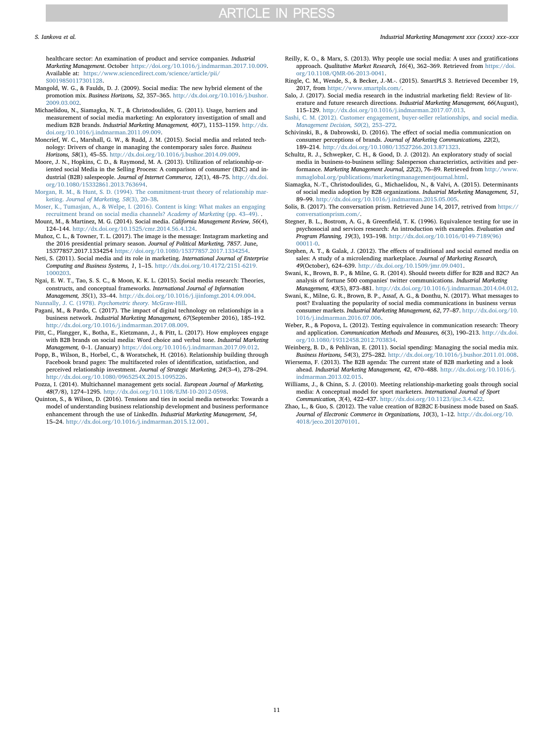healthcare sector: An examination of product and service companies. *Industrial Marketing Management*. October https://doi.org/10.1016/j.indmarman.2017.10.009. Available at: https://www.sciencedirect.com/science/article/pii/S0019850117301128.

Mangold, W. G., & Faulds, D. J. (2009). Social media: The new hybrid element of the promotion mix. *Business Horizons, 52*, 357–365. http://dx.doi.org/10.1016/j.bushor.2009.03.002.

Michaelidou, N., Siamagka, N. T., & Christodoulides, G. (2011). Usage, barriers and measurement of social media marketing: An exploratory investigation of small and medium B2B brands. *Industrial Marketing Management, 40*(7), 1153–1159. http://dx.doi.org/10.1016/j.indmarman.2011.09.009.

Moncrief, W. C., Marshall, G. W., & Rudd, J. M. (2015). Social media and related technology: Drivers of change in managing the contemporary sales force. *Business Horizons, 58*(1), 45–55. http://dx.doi.org/10.1016/j.bushor.2014.09.009.

Moore, J. N., Hopkins, C. D., & Raymond, M. A. (2013). Utilization of relationship-oriented social Media in the Selling Process: A comparison of consumer (B2C) and industrial (B2B) salespeople. *Journal of Internet Commerce, 12*(1), 48–75. http://dx.doi.org/10.1080/15332861.2013.763694.

Morgan, R. M., & Hunt, S. D. (1994). The commitment-trust theory of relationship marketing. *Journal of Marketing, 58*(3), 20–38.

Moser, K., Tumasjan, A., & Welpe, I. (2016). Content is king: What makes an engaging recruitment brand on social media channels? *Academy of Marketing* (pp. 43–49). .

Mount, M., & Martinez, M. G. (2014). Social media. *California Management Review, 56*(4), 124–144. http://dx.doi.org/10.1525/cmr.2014.56.4.124.

Muñoz, C. L., & Towner, T. L. (2017). The image is the message: Instagram marketing and the 2016 presidential primary season. *Journal of Political Marketing, 7857*. June, 15377857.2017.1334254 https://doi.org/10.1080/15377857.2017.1334254.

Neti, S. (2011). Social media and its role in marketing. *International Journal of Enterprise Computing and Business Systems, 1*, 1–15. http://dx.doi.org/10.4172/2151-6219.1000203.

Ngai, E. W. T., Tao, S. S. C., & Moon, K. K. L. (2015). Social media research: Theories, constructs, and conceptual frameworks. *International Journal of Information Management, 35*(1), 33–44. http://dx.doi.org/10.1016/j.ijinfomgt.2014.09.004.

Nunnally, J. C. (1978). *Psychometric theory*. McGraw-Hill.

Pagani, M., & Pardo, C. (2017). The impact of digital technology on relationships in a business network. *Industrial Marketing Management, 67*(September 2016), 185–192. http://dx.doi.org/10.1016/j.indmarman.2017.08.009.

Pitt, C., Plangger, K., Botha, E., Kietzmann, J., & Pitt, L. (2017). How employees engage with B2B brands on social media: Word choice and verbal tone. *Industrial Marketing Management,* 0–1. (January) https://doi.org/10.1016/j.indmarman.2017.09.012.

Popp, B., Wilson, B., Horbel, C., & Woratschek, H. (2016). Relationship building through Facebook brand pages: The multifaceted roles of identification, satisfaction, and perceived relationship investment. *Journal of Strategic Marketing, 24*(3–4), 278–294. http://dx.doi.org/10.1080/0965254X.2015.1095226.

Pozza, I. (2014). Multichannel management gets social. *European Journal of Marketing, 48*(7/8), 1274–1295. http://dx.doi.org/10.1108/EJM-10-2012-0598.

Quinton, S., & Wilson, D. (2016). Tensions and ties in social media networks: Towards a model of understanding business relationship development and business performance enhancement through the use of LinkedIn. *Industrial Marketing Management, 54*, 15–24. http://dx.doi.org/10.1016/j.indmarman.2015.12.001.

Reilly, K. O., & Marx, S. (2013). Why people use social media: A uses and gratifications approach. *Qualitative Market Research, 16*(4), 362–369. Retrieved from https://doi.org/10.1108/QMR-06-2013-0041.

Ringle, C. M., Wende, S., & Becker, J.-M.-. (2015). SmartPLS 3. Retrieved December 19, 2017, from https://www.smartpls.com/.

Salo, J. (2017). Social media research in the industrial marketing field: Review of literature and future research directions. *Industrial Marketing Management, 66*(August), 115–129. http://dx.doi.org/10.1016/j.indmarman.2017.07.013.

Sashi, C. M. (2012). Customer engagement, buyer-seller relationships, and social media. *Management Decision, 50*(2), 253–272.

Schivinski, B., & Dabrowski, D. (2016). The effect of social media communication on consumer perceptions of brands. *Journal of Marketing Communications, 22*(2), 189–214. http://dx.doi.org/10.1080/13527266.2013.871323.

Schultz, R. J., Schwepker, C. H., & Good, D. J. (2012). An exploratory study of social media in business-to-business selling: Salesperson characteristics, activities and performance. *Marketing Management Journal, 22*(2), 76–89. Retrieved from http://www.mmaglobal.org/publications/marketingmanagementjournal.html.

Siamagka, N.-T., Christodoulides, G., Michaelidou, N., & Valvi, A. (2015). Determinants of social media adoption by B2B organizations. *Industrial Marketing Management, 51*, 89–99. http://dx.doi.org/10.1016/j.indmarman.2015.05.005.

Solis, B. (2017). The conversation prism. Retrieved June 14, 2017, retrived from https://conversationprism.com/.

Stegner, B. L., Bostrom, A. G., & Greenfield, T. K. (1996). Equivalence testing for use in psychosocial and services research: An introduction with examples. *Evaluation and Program Planning, 19*(3), 193–198. http://dx.doi.org/10.1016/0149-7189(96)00011-0.

Stephen, A. T., & Galak, J. (2012). The effects of traditional and social earned media on sales: A study of a microlending marketplace. *Journal of Marketing Research, 49*(October), 624–639. http://dx.doi.org/10.1509/jmr.09.0401.

Swani, K., Brown, B. P., & Milne, G. R. (2014). Should tweets differ for B2B and B2C? An analysis of fortune 500 companies' twitter communications. *Industrial Marketing Management, 43*(5), 873–881. http://dx.doi.org/10.1016/j.indmarman.2014.04.012.

Swani, K., Milne, G. R., Brown, B. P., Assaf, A. G., & Donthu, N. (2017). What messages to post? Evaluating the popularity of social media communications in business versus consumer markets. *Industrial Marketing Management, 62*, 77–87. http://dx.doi.org/10.1016/j.indmarman.2016.07.006.

Weber, R., & Popova, L. (2012). Testing equivalence in communication research: Theory and application. *Communication Methods and Measures, 6*(3), 190–213. http://dx.doi.org/10.1080/19312458.2012.703834.

Weinberg, B. D., & Pehlivan, E. (2011). Social spending: Managing the social media mix. *Business Horizons, 54*(3), 275–282. http://dx.doi.org/10.1016/j.bushor.2011.01.008.

Wiersema, F. (2013). The B2B agenda: The current state of B2B marketing and a look ahead. *Industrial Marketing Management, 42*, 470–488. http://dx.doi.org/10.1016/j.indmarman.2013.02.015.

Williams, J., & Chinn, S. J. (2010). Meeting relationship-marketing goals through social media: A conceptual model for sport marketers. *International Journal of Sport Communication, 3*(4), 422–437. http://dx.doi.org/10.1123/ijsc.3.4.422.

Zhao, L., & Guo, S. (2012). The value creation of B2B2C E-business mode based on SaaS. *Journal of Electronic Commerce in Organizations, 10*(3), 1–12. http://dx.doi.org/10.4018/jeco.2012070101.